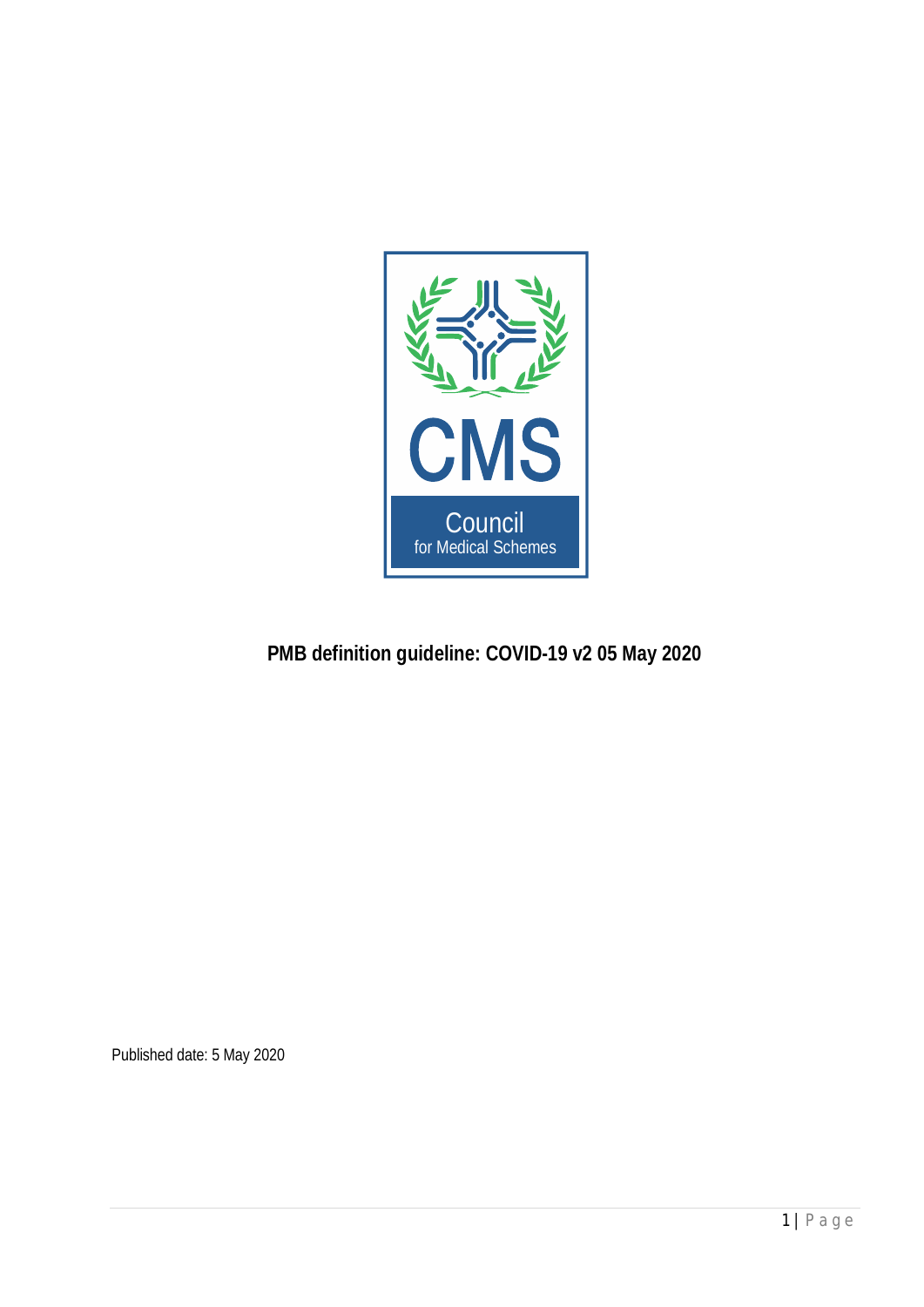CMS

Council for Medical Schemes

# PMB definition guideline: COVID-19 v2 05 May 2020

Published date: 5 May 2020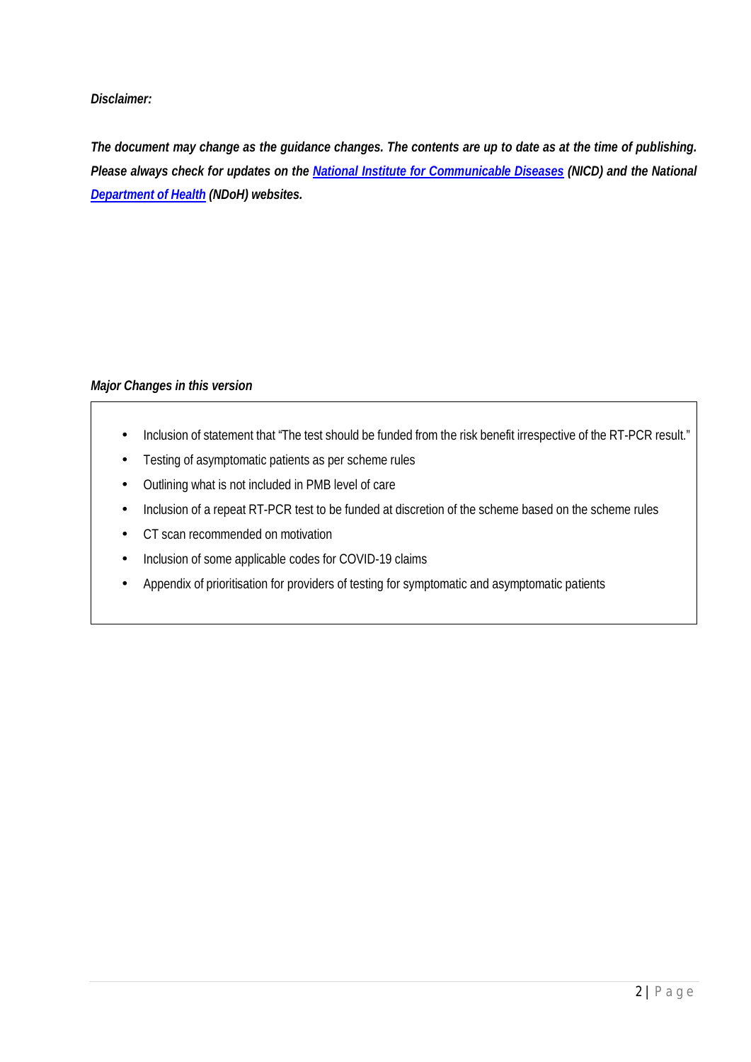***Disclaimer:***

***The document may change as the guidance changes. The contents are up to date as at the time of publishing. Please always check for updates on the [National Institute for Communicable Diseases](#) (NICD) and the National [Department of Health](#) (NDoH) websites.***

***Major Changes in this version***

- Inclusion of statement that "The test should be funded from the risk benefit irrespective of the RT-PCR result."
- Testing of asymptomatic patients as per scheme rules
- Outlining what is not included in PMB level of care
- Inclusion of a repeat RT-PCR test to be funded at discretion of the scheme based on the scheme rules
- CT scan recommended on motivation
- Inclusion of some applicable codes for COVID-19 claims
- Appendix of prioritisation for providers of testing for symptomatic and asymptomatic patients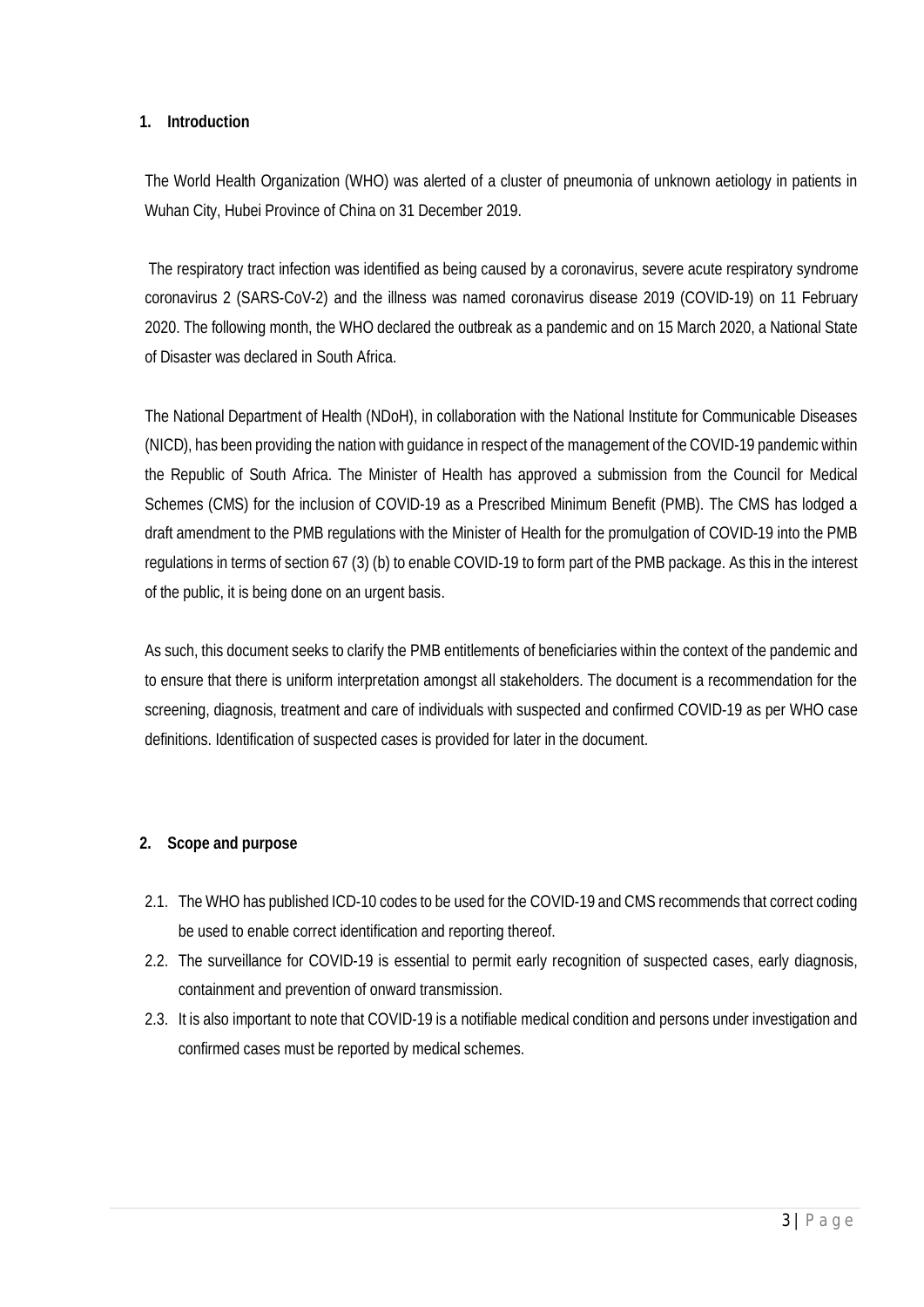## 1. Introduction

The World Health Organization (WHO) was alerted of a cluster of pneumonia of unknown aetiology in patients in Wuhan City, Hubei Province of China on 31 December 2019.

The respiratory tract infection was identified as being caused by a coronavirus, severe acute respiratory syndrome coronavirus 2 (SARS-CoV-2) and the illness was named coronavirus disease 2019 (COVID-19) on 11 February 2020. The following month, the WHO declared the outbreak as a pandemic and on 15 March 2020, a National State of Disaster was declared in South Africa.

The National Department of Health (NDoH), in collaboration with the National Institute for Communicable Diseases (NICD), has been providing the nation with guidance in respect of the management of the COVID-19 pandemic within the Republic of South Africa. The Minister of Health has approved a submission from the Council for Medical Schemes (CMS) for the inclusion of COVID-19 as a Prescribed Minimum Benefit (PMB). The CMS has lodged a draft amendment to the PMB regulations with the Minister of Health for the promulgation of COVID-19 into the PMB regulations in terms of section 67 (3) (b) to enable COVID-19 to form part of the PMB package. As this in the interest of the public, it is being done on an urgent basis.

As such, this document seeks to clarify the PMB entitlements of beneficiaries within the context of the pandemic and to ensure that there is uniform interpretation amongst all stakeholders. The document is a recommendation for the screening, diagnosis, treatment and care of individuals with suspected and confirmed COVID-19 as per WHO case definitions. Identification of suspected cases is provided for later in the document.

## 2. Scope and purpose

2.1. The WHO has published ICD-10 codes to be used for the COVID-19 and CMS recommends that correct coding be used to enable correct identification and reporting thereof.

2.2. The surveillance for COVID-19 is essential to permit early recognition of suspected cases, early diagnosis, containment and prevention of onward transmission.

2.3. It is also important to note that COVID-19 is a notifiable medical condition and persons under investigation and confirmed cases must be reported by medical schemes.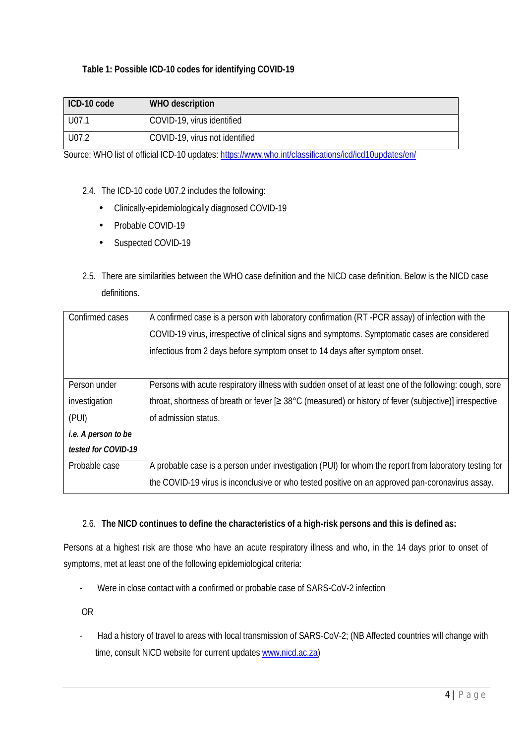**Table 1: Possible ICD-10 codes for identifying COVID-19**

| ICD-10 code | WHO description |
|---|---|
| U07.1 | COVID-19, virus identified |
| U07.2 | COVID-19, virus not identified |

Source: WHO list of official ICD-10 updates: https://www.who.int/classifications/icd/icd10updates/en/

2.4. The ICD-10 code U07.2 includes the following:

- Clinically-epidemiologically diagnosed COVID-19
- Probable COVID-19
- Suspected COVID-19

2.5. There are similarities between the WHO case definition and the NICD case definition. Below is the NICD case definitions.

| | |
|---|---|
| Confirmed cases | A confirmed case is a person with laboratory confirmation (RT -PCR assay) of infection with the COVID-19 virus, irrespective of clinical signs and symptoms. Symptomatic cases are considered infectious from 2 days before symptom onset to 14 days after symptom onset. |
| Person under investigation (PUI) ***i.e. A person to be tested for COVID-19*** | Persons with acute respiratory illness with sudden onset of at least one of the following: cough, sore throat, shortness of breath or fever [≥ 38°C (measured) or history of fever (subjective)] irrespective of admission status. |
| Probable case | A probable case is a person under investigation (PUI) for whom the report from laboratory testing for the COVID-19 virus is inconclusive or who tested positive on an approved pan-coronavirus assay. |

2.6. **The NICD continues to define the characteristics of a high-risk persons and this is defined as:**

Persons at a highest risk are those who have an acute respiratory illness and who, in the 14 days prior to onset of symptoms, met at least one of the following epidemiological criteria:

- Were in close contact with a confirmed or probable case of SARS-CoV-2 infection

OR

- Had a history of travel to areas with local transmission of SARS-CoV-2; (NB Affected countries will change with time, consult NICD website for current updates www.nicd.ac.za)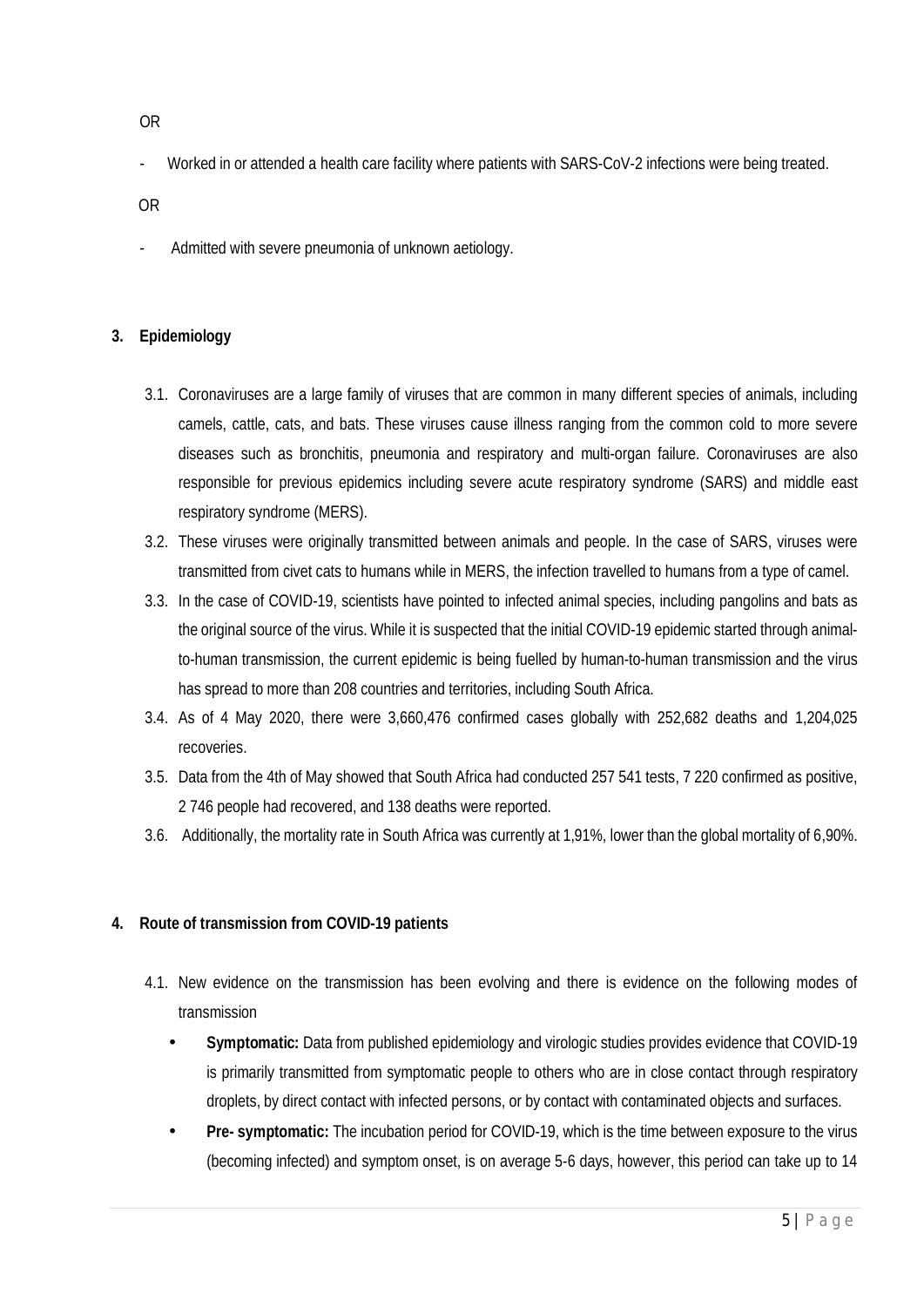OR

- Worked in or attended a health care facility where patients with SARS-CoV-2 infections were being treated.

OR

- Admitted with severe pneumonia of unknown aetiology.

## 3. Epidemiology

3.1. Coronaviruses are a large family of viruses that are common in many different species of animals, including camels, cattle, cats, and bats. These viruses cause illness ranging from the common cold to more severe diseases such as bronchitis, pneumonia and respiratory and multi-organ failure. Coronaviruses are also responsible for previous epidemics including severe acute respiratory syndrome (SARS) and middle east respiratory syndrome (MERS).

3.2. These viruses were originally transmitted between animals and people. In the case of SARS, viruses were transmitted from civet cats to humans while in MERS, the infection travelled to humans from a type of camel.

3.3. In the case of COVID-19, scientists have pointed to infected animal species, including pangolins and bats as the original source of the virus. While it is suspected that the initial COVID-19 epidemic started through animal-to-human transmission, the current epidemic is being fuelled by human-to-human transmission and the virus has spread to more than 208 countries and territories, including South Africa.

3.4. As of 4 May 2020, there were 3,660,476 confirmed cases globally with 252,682 deaths and 1,204,025 recoveries.

3.5. Data from the 4th of May showed that South Africa had conducted 257 541 tests, 7 220 confirmed as positive, 2 746 people had recovered, and 138 deaths were reported.

3.6. Additionally, the mortality rate in South Africa was currently at 1,91%, lower than the global mortality of 6,90%.

## 4. Route of transmission from COVID-19 patients

4.1. New evidence on the transmission has been evolving and there is evidence on the following modes of transmission

- **Symptomatic:** Data from published epidemiology and virologic studies provides evidence that COVID-19 is primarily transmitted from symptomatic people to others who are in close contact through respiratory droplets, by direct contact with infected persons, or by contact with contaminated objects and surfaces.
- **Pre- symptomatic:** The incubation period for COVID-19, which is the time between exposure to the virus (becoming infected) and symptom onset, is on average 5-6 days, however, this period can take up to 14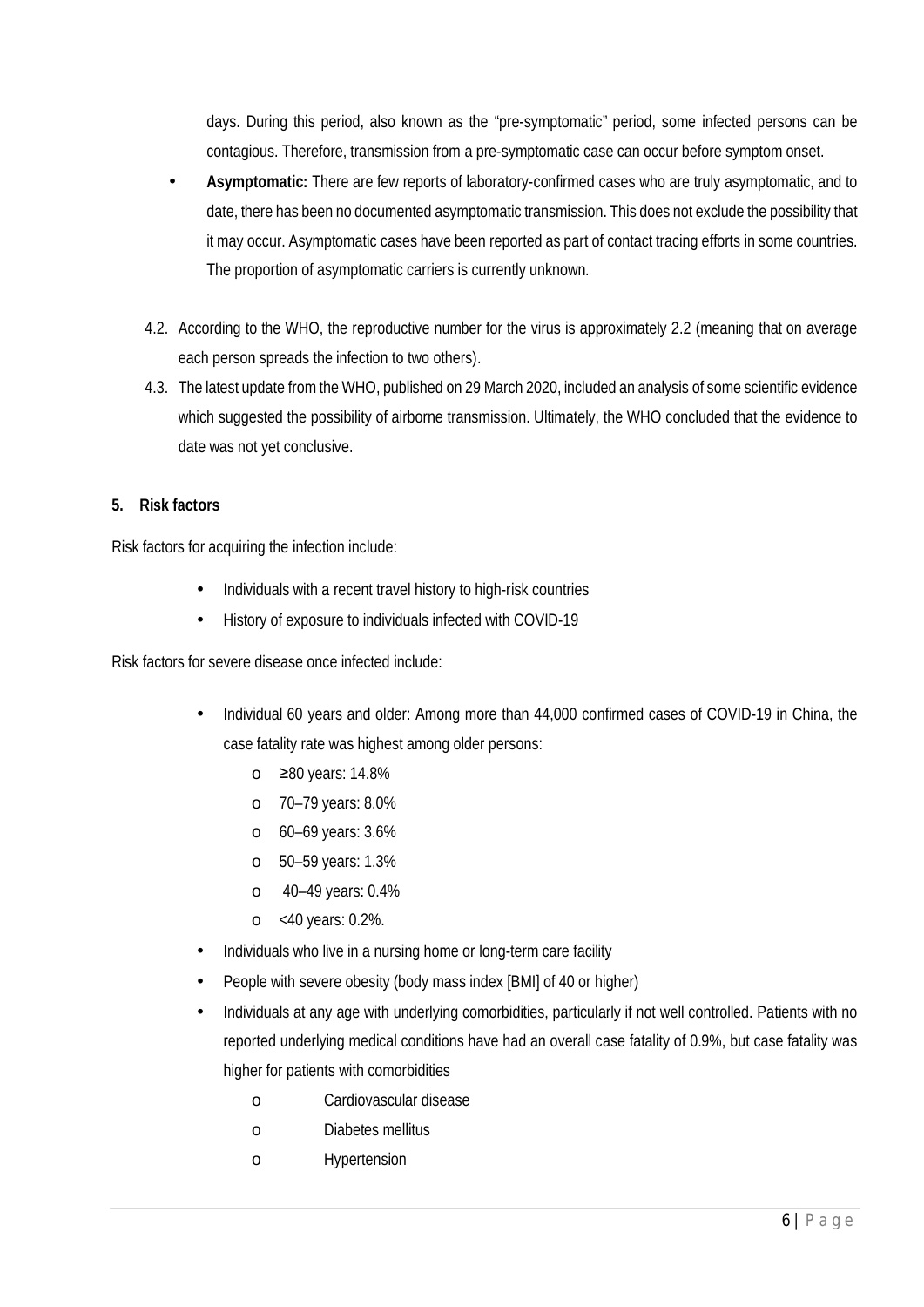days. During this period, also known as the "pre-symptomatic" period, some infected persons can be contagious. Therefore, transmission from a pre-symptomatic case can occur before symptom onset.

- **Asymptomatic:** There are few reports of laboratory-confirmed cases who are truly asymptomatic, and to date, there has been no documented asymptomatic transmission. This does not exclude the possibility that it may occur. Asymptomatic cases have been reported as part of contact tracing efforts in some countries. The proportion of asymptomatic carriers is currently unknown.

4.2. According to the WHO, the reproductive number for the virus is approximately 2.2 (meaning that on average each person spreads the infection to two others).

4.3. The latest update from the WHO, published on 29 March 2020, included an analysis of some scientific evidence which suggested the possibility of airborne transmission. Ultimately, the WHO concluded that the evidence to date was not yet conclusive.

## 5. Risk factors

Risk factors for acquiring the infection include:

- Individuals with a recent travel history to high-risk countries
- History of exposure to individuals infected with COVID-19

Risk factors for severe disease once infected include:

- Individual 60 years and older: Among more than 44,000 confirmed cases of COVID-19 in China, the case fatality rate was highest among older persons:
  - ≥80 years: 14.8%
  - 70–79 years: 8.0%
  - 60–69 years: 3.6%
  - 50–59 years: 1.3%
  - 40–49 years: 0.4%
  - <40 years: 0.2%.
- Individuals who live in a nursing home or long-term care facility
- People with severe obesity (body mass index [BMI] of 40 or higher)
- Individuals at any age with underlying comorbidities, particularly if not well controlled. Patients with no reported underlying medical conditions have had an overall case fatality of 0.9%, but case fatality was higher for patients with comorbidities
  - Cardiovascular disease
  - Diabetes mellitus
  - Hypertension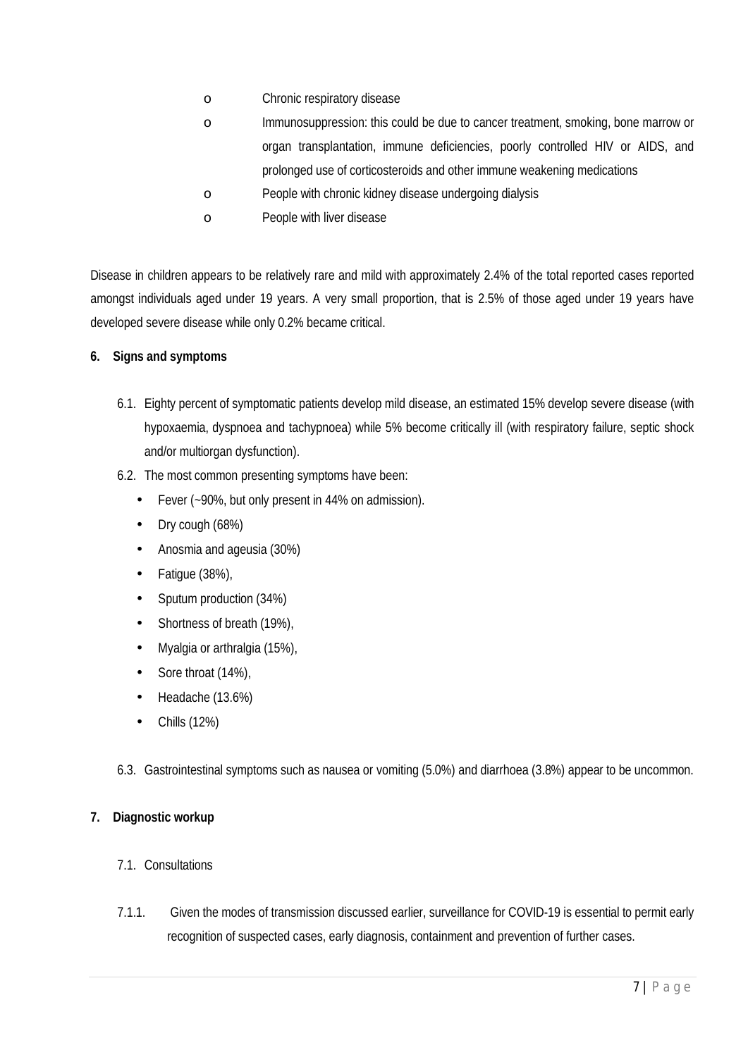- Chronic respiratory disease
- Immunosuppression: this could be due to cancer treatment, smoking, bone marrow or organ transplantation, immune deficiencies, poorly controlled HIV or AIDS, and prolonged use of corticosteroids and other immune weakening medications
- People with chronic kidney disease undergoing dialysis
- People with liver disease

Disease in children appears to be relatively rare and mild with approximately 2.4% of the total reported cases reported amongst individuals aged under 19 years. A very small proportion, that is 2.5% of those aged under 19 years have developed severe disease while only 0.2% became critical.

## 6. Signs and symptoms

6.1. Eighty percent of symptomatic patients develop mild disease, an estimated 15% develop severe disease (with hypoxaemia, dyspnoea and tachypnoea) while 5% become critically ill (with respiratory failure, septic shock and/or multiorgan dysfunction).

6.2. The most common presenting symptoms have been:

- Fever (~90%, but only present in 44% on admission).
- Dry cough (68%)
- Anosmia and ageusia (30%)
- Fatigue (38%),
- Sputum production (34%)
- Shortness of breath (19%),
- Myalgia or arthralgia (15%),
- Sore throat (14%),
- Headache (13.6%)
- Chills (12%)

6.3. Gastrointestinal symptoms such as nausea or vomiting (5.0%) and diarrhoea (3.8%) appear to be uncommon.

## 7. Diagnostic workup

7.1. Consultations

7.1.1. Given the modes of transmission discussed earlier, surveillance for COVID-19 is essential to permit early recognition of suspected cases, early diagnosis, containment and prevention of further cases.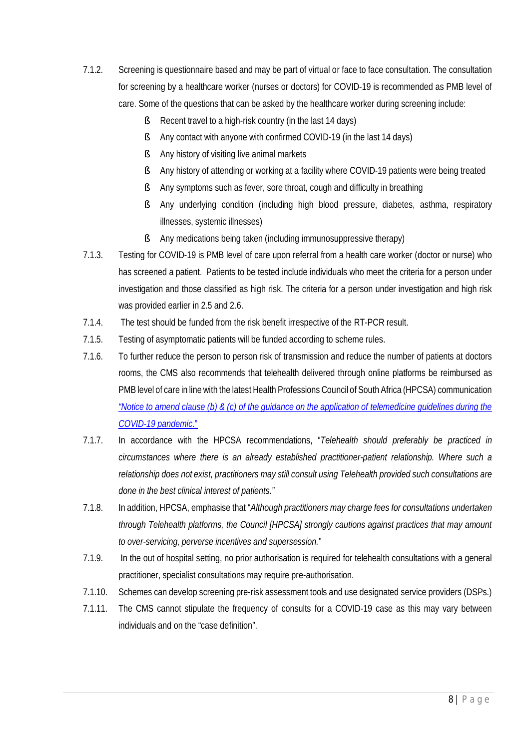7.1.2. Screening is questionnaire based and may be part of virtual or face to face consultation. The consultation for screening by a healthcare worker (nurses or doctors) for COVID-19 is recommended as PMB level of care. Some of the questions that can be asked by the healthcare worker during screening include:

- Recent travel to a high-risk country (in the last 14 days)
- Any contact with anyone with confirmed COVID-19 (in the last 14 days)
- Any history of visiting live animal markets
- Any history of attending or working at a facility where COVID-19 patients were being treated
- Any symptoms such as fever, sore throat, cough and difficulty in breathing
- Any underlying condition (including high blood pressure, diabetes, asthma, respiratory illnesses, systemic illnesses)
- Any medications being taken (including immunosuppressive therapy)

7.1.3. Testing for COVID-19 is PMB level of care upon referral from a health care worker (doctor or nurse) who has screened a patient. Patients to be tested include individuals who meet the criteria for a person under investigation and those classified as high risk. The criteria for a person under investigation and high risk was provided earlier in 2.5 and 2.6.

7.1.4. The test should be funded from the risk benefit irrespective of the RT-PCR result.

7.1.5. Testing of asymptomatic patients will be funded according to scheme rules.

7.1.6. To further reduce the person to person risk of transmission and reduce the number of patients at doctors rooms, the CMS also recommends that telehealth delivered through online platforms be reimbursed as PMB level of care in line with the latest Health Professions Council of South Africa (HPCSA) communication "*Notice to amend clause (b) & (c) of the guidance on the application of telemedicine guidelines during the COVID-19 pandemic.*"

7.1.7. In accordance with the HPCSA recommendations, "*Telehealth should preferably be practiced in circumstances where there is an already established practitioner-patient relationship. Where such a relationship does not exist, practitioners may still consult using Telehealth provided such consultations are done in the best clinical interest of patients.*"

7.1.8. In addition, HPCSA, emphasise that "*Although practitioners may charge fees for consultations undertaken through Telehealth platforms, the Council [HPCSA] strongly cautions against practices that may amount to over-servicing, perverse incentives and supersession.*"

7.1.9. In the out of hospital setting, no prior authorisation is required for telehealth consultations with a general practitioner, specialist consultations may require pre-authorisation.

7.1.10. Schemes can develop screening pre-risk assessment tools and use designated service providers (DSPs.)

7.1.11. The CMS cannot stipulate the frequency of consults for a COVID-19 case as this may vary between individuals and on the "case definition".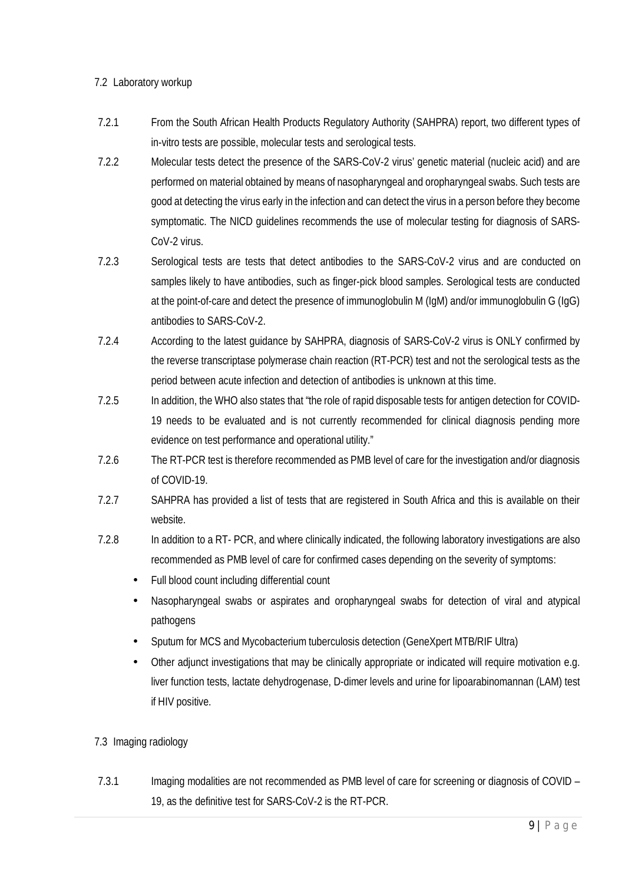## 7.2 Laboratory workup

7.2.1 From the South African Health Products Regulatory Authority (SAHPRA) report, two different types of in-vitro tests are possible, molecular tests and serological tests.

7.2.2 Molecular tests detect the presence of the SARS-CoV-2 virus' genetic material (nucleic acid) and are performed on material obtained by means of nasopharyngeal and oropharyngeal swabs. Such tests are good at detecting the virus early in the infection and can detect the virus in a person before they become symptomatic. The NICD guidelines recommends the use of molecular testing for diagnosis of SARS-CoV-2 virus.

7.2.3 Serological tests are tests that detect antibodies to the SARS-CoV-2 virus and are conducted on samples likely to have antibodies, such as finger-pick blood samples. Serological tests are conducted at the point-of-care and detect the presence of immunoglobulin M (IgM) and/or immunoglobulin G (IgG) antibodies to SARS-CoV-2.

7.2.4 According to the latest guidance by SAHPRA, diagnosis of SARS-CoV-2 virus is ONLY confirmed by the reverse transcriptase polymerase chain reaction (RT-PCR) test and not the serological tests as the period between acute infection and detection of antibodies is unknown at this time.

7.2.5 In addition, the WHO also states that "the role of rapid disposable tests for antigen detection for COVID-19 needs to be evaluated and is not currently recommended for clinical diagnosis pending more evidence on test performance and operational utility."

7.2.6 The RT-PCR test is therefore recommended as PMB level of care for the investigation and/or diagnosis of COVID-19.

7.2.7 SAHPRA has provided a list of tests that are registered in South Africa and this is available on their website.

7.2.8 In addition to a RT- PCR, and where clinically indicated, the following laboratory investigations are also recommended as PMB level of care for confirmed cases depending on the severity of symptoms:

- Full blood count including differential count
- Nasopharyngeal swabs or aspirates and oropharyngeal swabs for detection of viral and atypical pathogens
- Sputum for MCS and Mycobacterium tuberculosis detection (GeneXpert MTB/RIF Ultra)
- Other adjunct investigations that may be clinically appropriate or indicated will require motivation e.g. liver function tests, lactate dehydrogenase, D-dimer levels and urine for lipoarabinomannan (LAM) test if HIV positive.

## 7.3 Imaging radiology

7.3.1 Imaging modalities are not recommended as PMB level of care for screening or diagnosis of COVID – 19, as the definitive test for SARS-CoV-2 is the RT-PCR.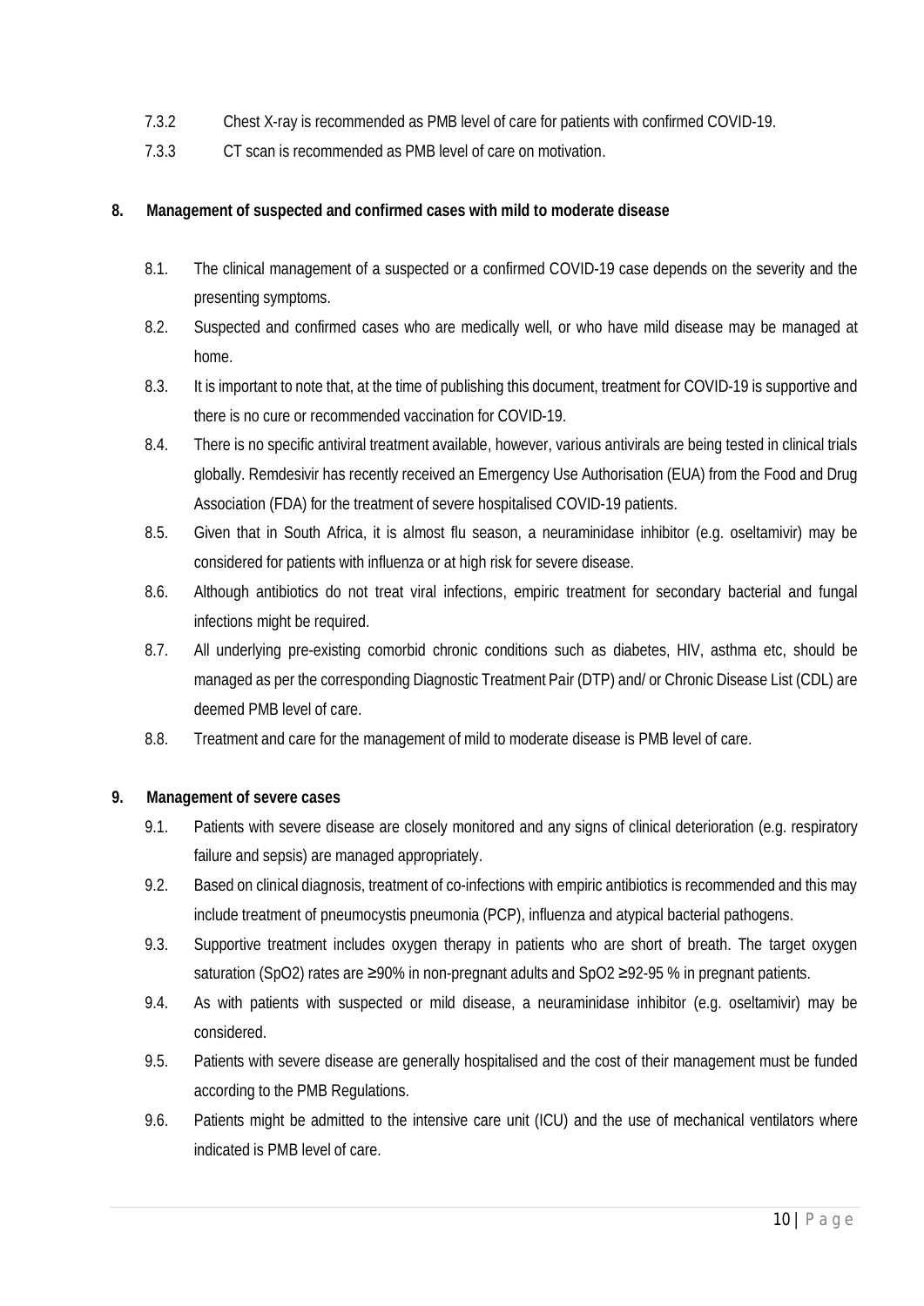7.3.2 Chest X-ray is recommended as PMB level of care for patients with confirmed COVID-19.

7.3.3 CT scan is recommended as PMB level of care on motivation.

## 8. Management of suspected and confirmed cases with mild to moderate disease

8.1. The clinical management of a suspected or a confirmed COVID-19 case depends on the severity and the presenting symptoms.

8.2. Suspected and confirmed cases who are medically well, or who have mild disease may be managed at home.

8.3. It is important to note that, at the time of publishing this document, treatment for COVID-19 is supportive and there is no cure or recommended vaccination for COVID-19.

8.4. There is no specific antiviral treatment available, however, various antivirals are being tested in clinical trials globally. Remdesivir has recently received an Emergency Use Authorisation (EUA) from the Food and Drug Association (FDA) for the treatment of severe hospitalised COVID-19 patients.

8.5. Given that in South Africa, it is almost flu season, a neuraminidase inhibitor (e.g. oseltamivir) may be considered for patients with influenza or at high risk for severe disease.

8.6. Although antibiotics do not treat viral infections, empiric treatment for secondary bacterial and fungal infections might be required.

8.7. All underlying pre-existing comorbid chronic conditions such as diabetes, HIV, asthma etc, should be managed as per the corresponding Diagnostic Treatment Pair (DTP) and/ or Chronic Disease List (CDL) are deemed PMB level of care.

8.8. Treatment and care for the management of mild to moderate disease is PMB level of care.

## 9. Management of severe cases

9.1. Patients with severe disease are closely monitored and any signs of clinical deterioration (e.g. respiratory failure and sepsis) are managed appropriately.

9.2. Based on clinical diagnosis, treatment of co-infections with empiric antibiotics is recommended and this may include treatment of pneumocystis pneumonia (PCP), influenza and atypical bacterial pathogens.

9.3. Supportive treatment includes oxygen therapy in patients who are short of breath. The target oxygen saturation ($SpO_2$) rates are ≥90% in non-pregnant adults and $SpO_2$ ≥92-95 % in pregnant patients.

9.4. As with patients with suspected or mild disease, a neuraminidase inhibitor (e.g. oseltamivir) may be considered.

9.5. Patients with severe disease are generally hospitalised and the cost of their management must be funded according to the PMB Regulations.

9.6. Patients might be admitted to the intensive care unit (ICU) and the use of mechanical ventilators where indicated is PMB level of care.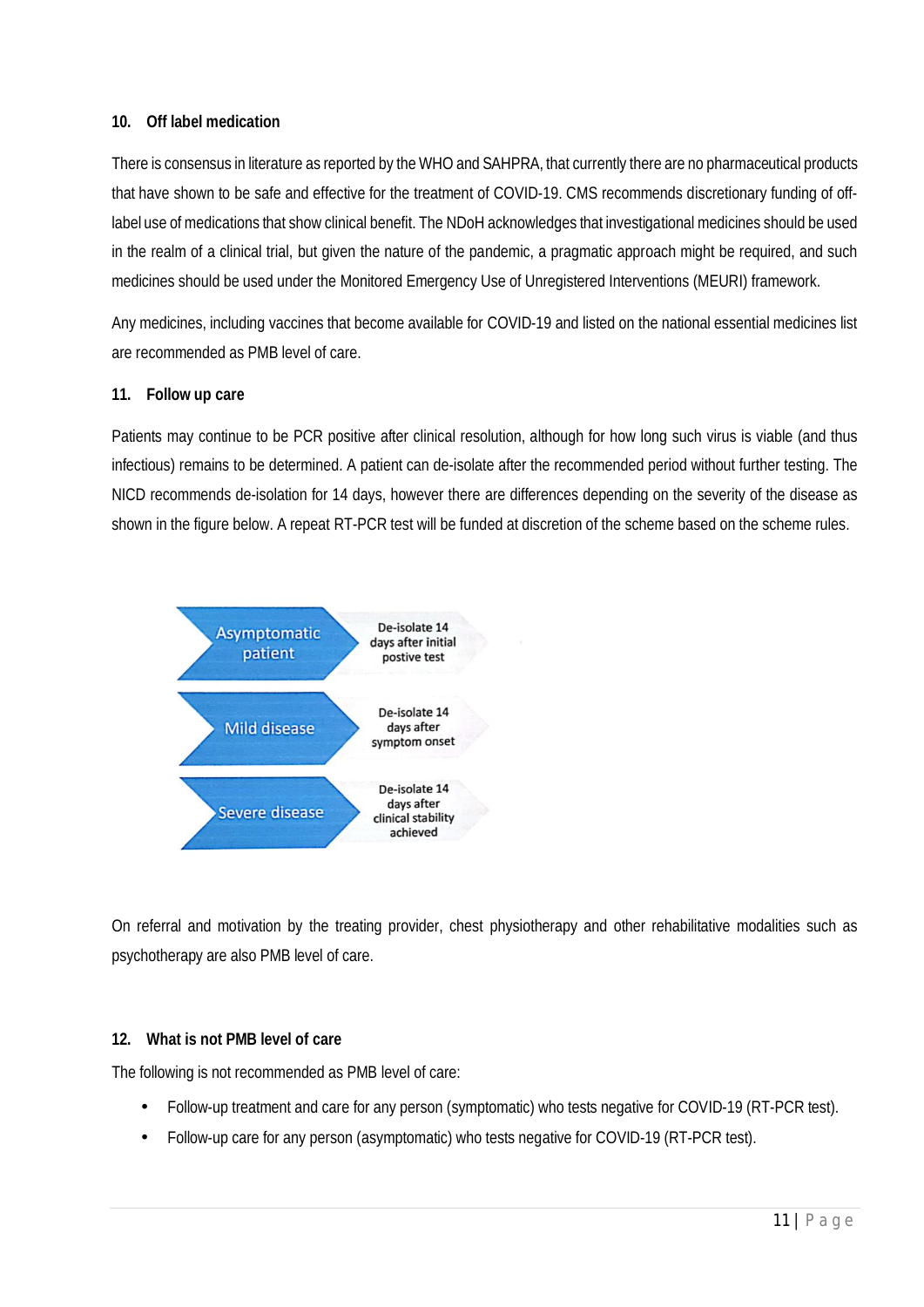## 10. Off label medication

There is consensus in literature as reported by the WHO and SAHPRA, that currently there are no pharmaceutical products that have shown to be safe and effective for the treatment of COVID-19. CMS recommends discretionary funding of off-label use of medications that show clinical benefit. The NDoH acknowledges that investigational medicines should be used in the realm of a clinical trial, but given the nature of the pandemic, a pragmatic approach might be required, and such medicines should be used under the Monitored Emergency Use of Unregistered Interventions (MEURI) framework.

Any medicines, including vaccines that become available for COVID-19 and listed on the national essential medicines list are recommended as PMB level of care.

## 11. Follow up care

Patients may continue to be PCR positive after clinical resolution, although for how long such virus is viable (and thus infectious) remains to be determined. A patient can de-isolate after the recommended period without further testing. The NICD recommends de-isolation for 14 days, however there are differences depending on the severity of the disease as shown in the figure below. A repeat RT-PCR test will be funded at discretion of the scheme based on the scheme rules.

| | |
|---|---|
| Asymptomatic patient | De-isolate 14 days after initial postive test |
| Mild disease | De-isolate 14 days after symptom onset |
| Severe disease | De-isolate 14 days after clinical stability achieved |

On referral and motivation by the treating provider, chest physiotherapy and other rehabilitative modalities such as psychotherapy are also PMB level of care.

## 12. What is not PMB level of care

The following is not recommended as PMB level of care:

- Follow-up treatment and care for any person (symptomatic) who tests negative for COVID-19 (RT-PCR test).
- Follow-up care for any person (asymptomatic) who tests negative for COVID-19 (RT-PCR test).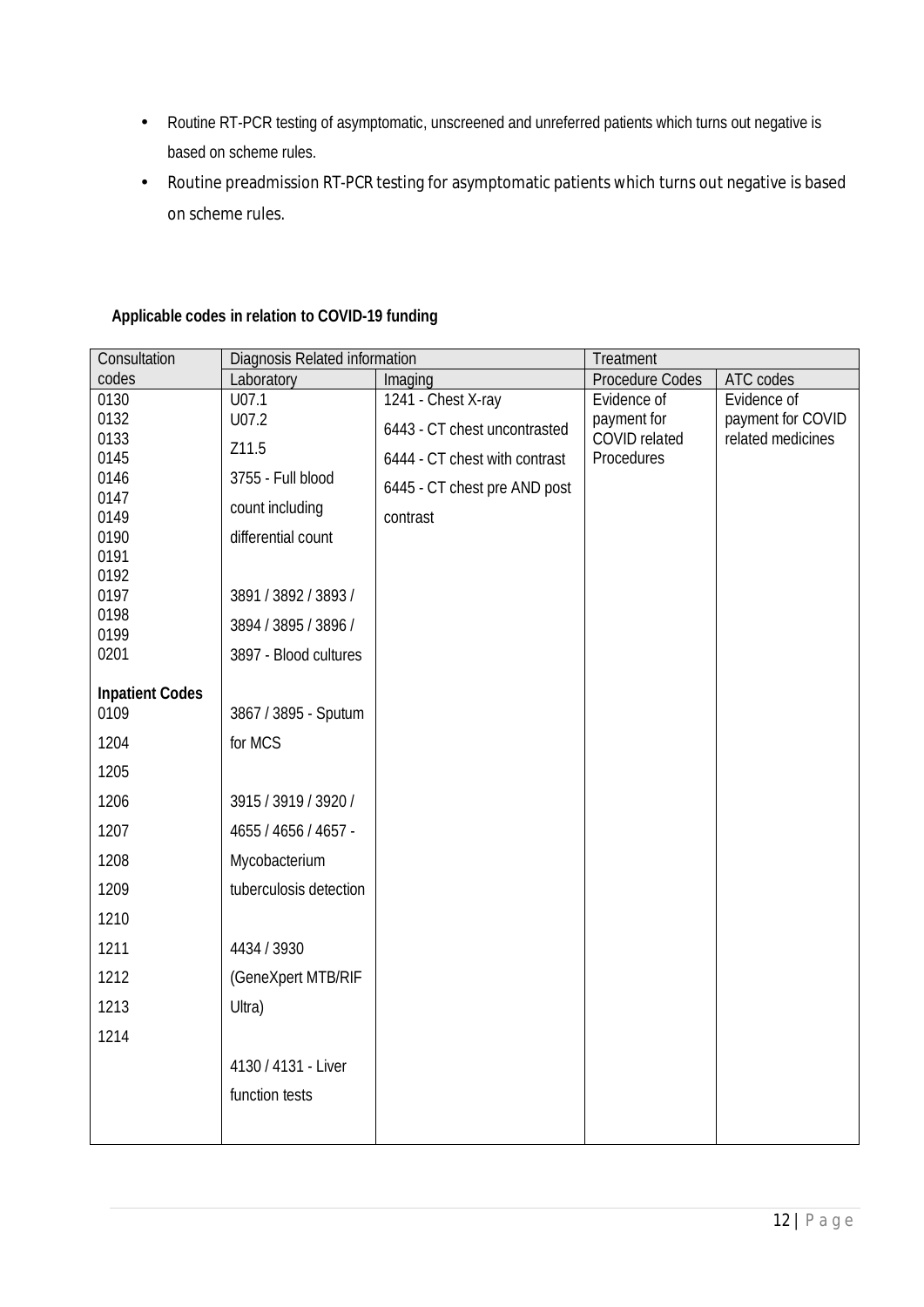- Routine RT-PCR testing of asymptomatic, unscreened and unreferred patients which turns out negative is based on scheme rules.
- Routine preadmission RT-PCR testing for asymptomatic patients which turns out negative is based on scheme rules.

**Applicable codes in relation to COVID-19 funding**

| Consultation codes | Diagnosis Related information | | Treatment | |
|---|---|---|---|---|
| | Laboratory | Imaging | Procedure Codes | ATC codes |
| 0130<br>0132<br>0133<br>0145<br>0146<br>0147<br>0149<br>0190<br>0191<br>0192<br>0197<br>0198<br>0199<br>0201<br><br>**Inpatient Codes**<br>0109<br>1204<br>1205<br>1206<br>1207<br>1208<br>1209<br>1210<br>1211<br>1212<br>1213<br>1214 | U07.1<br>U07.2<br>Z11.5<br>3755 - Full blood count including differential count<br><br>3891 / 3892 / 3893 / 3894 / 3895 / 3896 / 3897 - Blood cultures<br><br>3867 / 3895 - Sputum for MCS<br><br>3915 / 3919 / 3920 / 4655 / 4656 / 4657 - Mycobacterium tuberculosis detection<br><br>4434 / 3930 (GeneXpert MTB/RIF Ultra)<br><br>4130 / 4131 - Liver function tests | 1241 - Chest X-ray<br>6443 - CT chest uncontrasted<br>6444 - CT chest with contrast<br>6445 - CT chest pre AND post contrast | Evidence of payment for COVID related Procedures | Evidence of payment for COVID related medicines |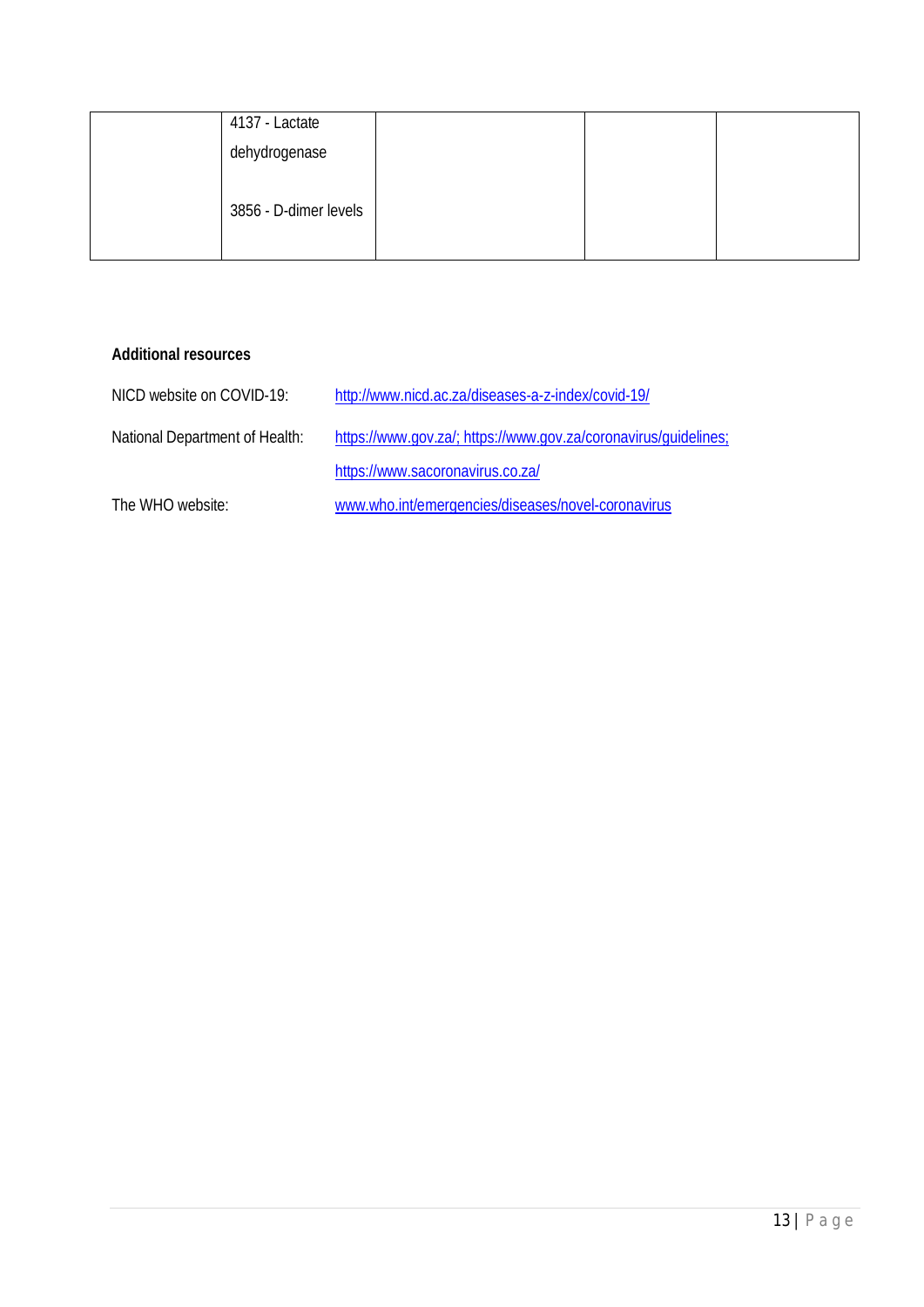| | | | | |
|---|---|---|---|---|
| | 4137 - Lactate dehydrogenase<br><br>3856 - D-dimer levels | | | |

**Additional resources**

NICD website on COVID-19: http://www.nicd.ac.za/diseases-a-z-index/covid-19/

National Department of Health: https://www.gov.za/; https://www.gov.za/coronavirus/guidelines; https://www.sacoronavirus.co.za/

The WHO website: www.who.int/emergencies/diseases/novel-coronavirus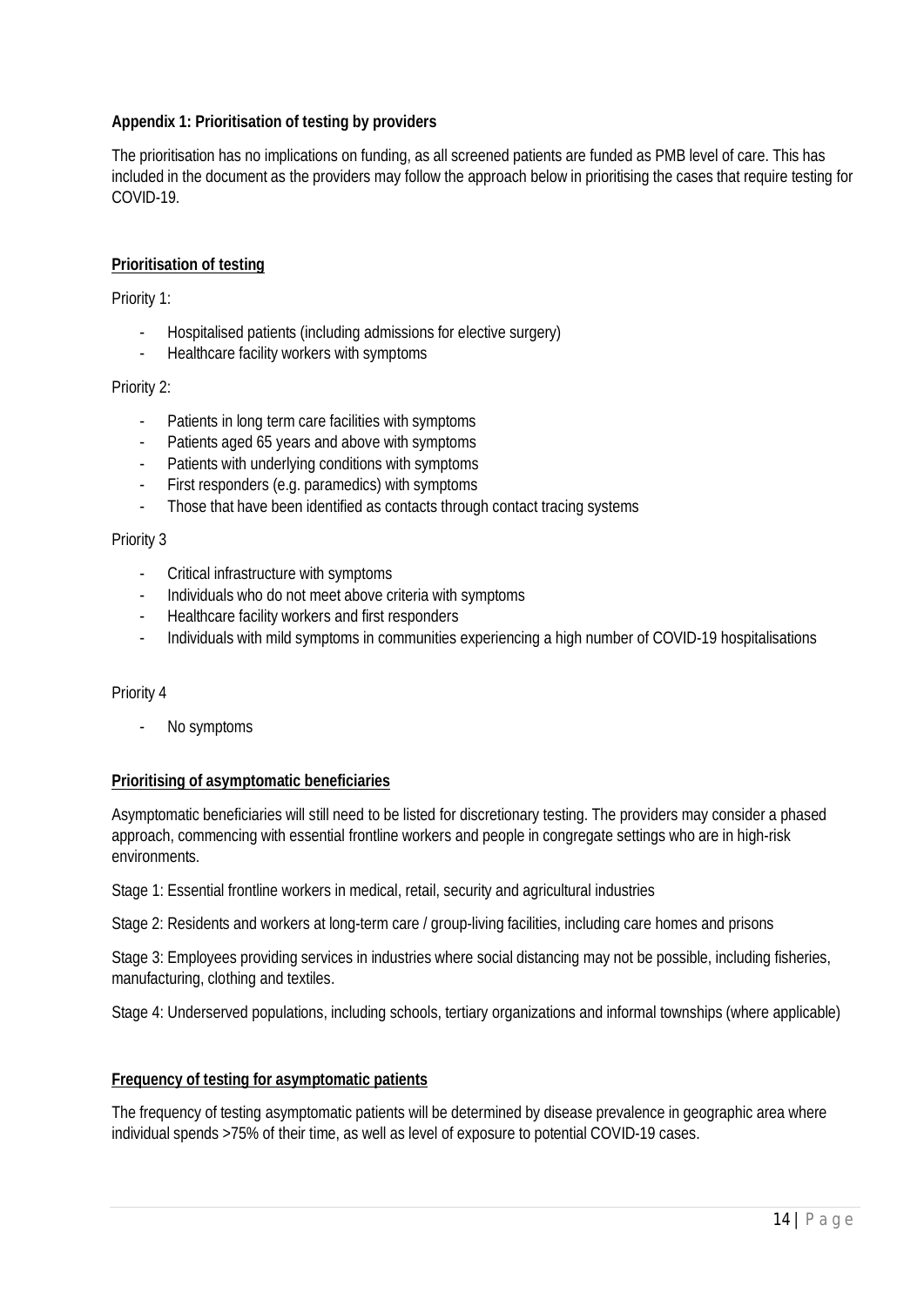**Appendix 1: Prioritisation of testing by providers**

The prioritisation has no implications on funding, as all screened patients are funded as PMB level of care. This has included in the document as the providers may follow the approach below in prioritising the cases that require testing for COVID-19.

**Prioritisation of testing**

Priority 1:

- Hospitalised patients (including admissions for elective surgery)
- Healthcare facility workers with symptoms

Priority 2:

- Patients in long term care facilities with symptoms
- Patients aged 65 years and above with symptoms
- Patients with underlying conditions with symptoms
- First responders (e.g. paramedics) with symptoms
- Those that have been identified as contacts through contact tracing systems

Priority 3

- Critical infrastructure with symptoms
- Individuals who do not meet above criteria with symptoms
- Healthcare facility workers and first responders
- Individuals with mild symptoms in communities experiencing a high number of COVID-19 hospitalisations

Priority 4

- No symptoms

**Prioritising of asymptomatic beneficiaries**

Asymptomatic beneficiaries will still need to be listed for discretionary testing. The providers may consider a phased approach, commencing with essential frontline workers and people in congregate settings who are in high-risk environments.

Stage 1: Essential frontline workers in medical, retail, security and agricultural industries

Stage 2: Residents and workers at long-term care / group-living facilities, including care homes and prisons

Stage 3: Employees providing services in industries where social distancing may not be possible, including fisheries, manufacturing, clothing and textiles.

Stage 4: Underserved populations, including schools, tertiary organizations and informal townships (where applicable)

**Frequency of testing for asymptomatic patients**

The frequency of testing asymptomatic patients will be determined by disease prevalence in geographic area where individual spends >75% of their time, as well as level of exposure to potential COVID-19 cases.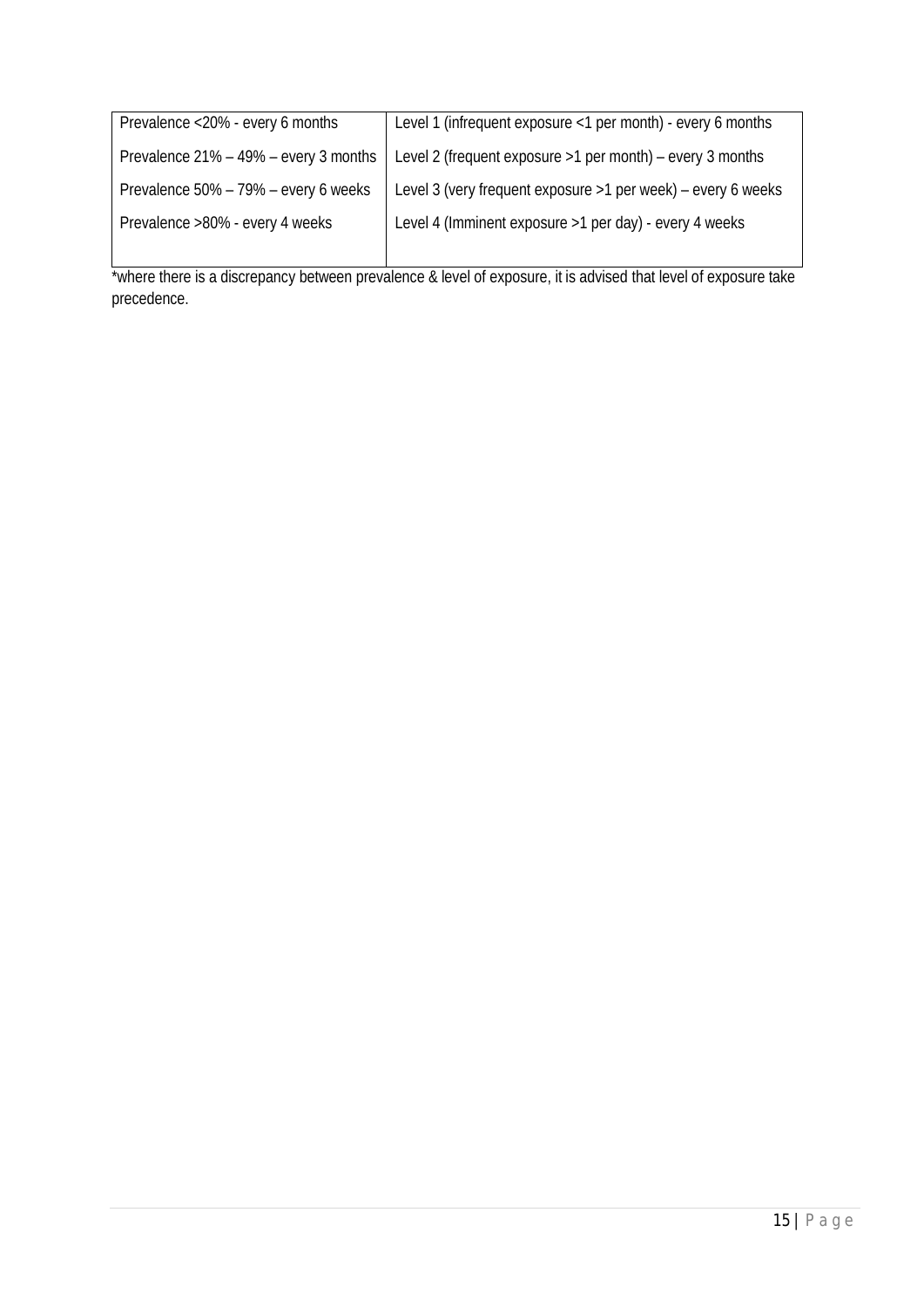| Prevalence <20% - every 6 months | Level 1 (infrequent exposure <1 per month) - every 6 months |
|---|---|
| Prevalence 21% – 49% – every 3 months | Level 2 (frequent exposure >1 per month) – every 3 months |
| Prevalence 50% – 79% – every 6 weeks | Level 3 (very frequent exposure >1 per week) – every 6 weeks |
| Prevalence >80% - every 4 weeks | Level 4 (Imminent exposure >1 per day) - every 4 weeks |

*where there is a discrepancy between prevalence & level of exposure, it is advised that level of exposure take precedence.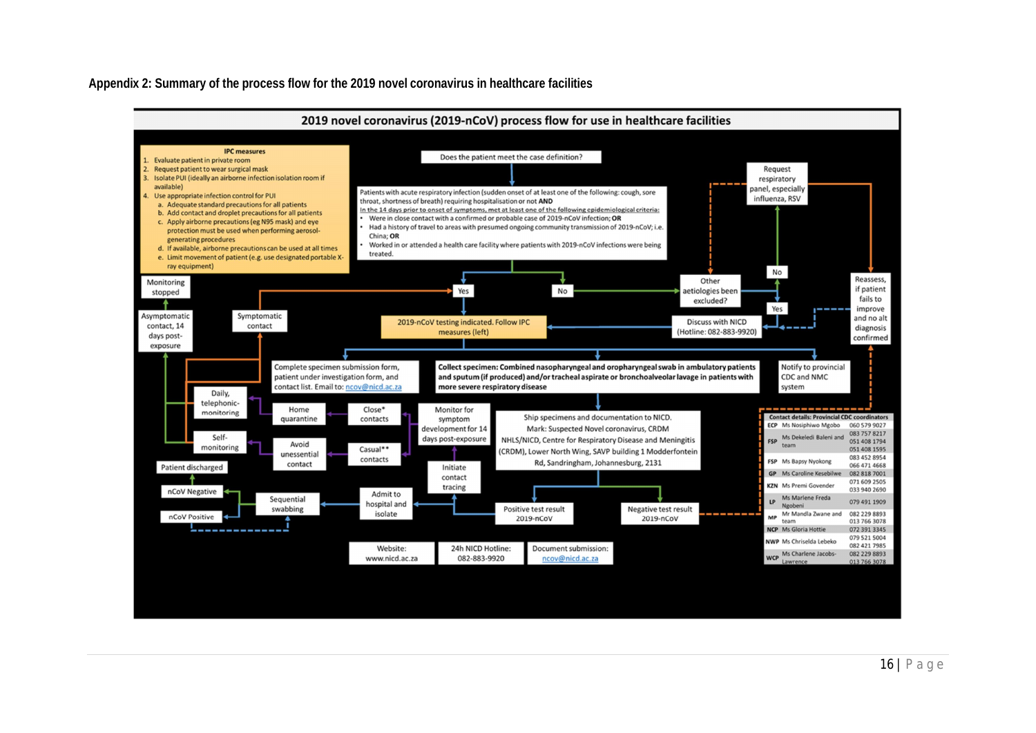**Appendix 2: Summary of the process flow for the 2019 novel coronavirus in healthcare facilities**

## 2019 novel coronavirus (2019-nCoV) process flow for use in healthcare facilities

**IPC measures**

1. Evaluate patient in private room
2. Request patient to wear surgical mask
3. Isolate PUI (ideally an airborne infection isolation room if available)
4. Use appropriate infection control for PUI
   a. Adequate standard precautions for all patients
   b. Add contact and droplet precautions for all patients
   c. Apply airborne precautions (eg N95 mask) and eye protection must be used when performing aerosol-generating procedures
   d. If available, airborne precautions can be used at all times
   e. Limit movement of patient (e.g. use designated portable X-ray equipment)

Does the patient meet the case definition?

Patients with acute respiratory infection (sudden onset of at least one of the following: cough, sore throat, shortness of breath) requiring hospitalisation or not **AND**

In the 14 days prior to onset of symptoms, met at least one of the following epidemiological criteria:

- Were in close contact with a confirmed or probable case of 2019-nCoV infection; **OR**
- Had a history of travel to areas with presumed ongoing community transmission of 2019-nCoV; i.e. China; **OR**
- Worked in or attended a health care facility where patients with 2019-nCoV infections were being treated.

Yes → 2019-nCoV testing indicated. Follow IPC measures (left)

No → Other aetiologies been excluded?

- No → Request respiratory panel, especially influenza, RSV
- Yes → Discuss with NICD (Hotline: 082-883-9920)

Reassess, if patient fails to improve and no alt diagnosis confirmed

Complete specimen submission form, patient under investigation form, and contact list. Email to: ncov@nicd.ac.za

**Collect specimen: Combined nasopharyngeal and oropharyngeal swab in ambulatory patients and sputum (if produced) and/or tracheal aspirate or bronchoalveolar lavage in patients with more severe respiratory disease**

Notify to provincial CDC and NMC system

Ship specimens and documentation to NICD.
Mark: Suspected Novel coronavirus, CRDM
NHLS/NICD, Centre for Respiratory Disease and Meningitis (CRDM), Lower North Wing, SAVP building 1 Modderfontein Rd, Sandringham, Johannesburg, 2131

Positive test result 2019-nCoV → Admit to hospital and isolate → Sequential swabbing → nCoV Negative → Patient discharged; nCoV Positive

Positive test result 2019-nCoV → Initiate contact tracing → Monitor for symptom development for 14 days post-exposure

- Close* contacts → Home quarantine → Daily, telephonic-monitoring
- Casual** contacts → Avoid unessential contact → Self-monitoring
- Symptomatic contact → 2019-nCoV testing indicated
- Asymptomatic contact, 14 days post-exposure → Monitoring stopped

Negative test result 2019-nCoV

| Contact details: Provincial CDC coordinators | | |
|---|---|---|
| ECP | Ms Nosiphiwo Mgobo | 060 579 9027 |
| FSP | Ms Dekeledi Baleni and team | 083 757 8217<br>051 408 1794<br>051 408 1595 |
| FSP | Ms Bapsy Nyokong | 083 452 8954<br>066 471 4668 |
| GP | Ms Caroline Kesebilwe | 082 818 7001 |
| KZN | Ms Premi Govender | 071 609 2505<br>033 940 2690 |
| LP | Ms Marlene Freda Ngobeni | 079 491 1909 |
| MP | Mr Mandla Zwane and team | 082 229 8893<br>013 766 3078 |
| NCP | Ms Gloria Hottie | 072 391 3345 |
| NWP | Ms Chriselda Lebeko | 079 521 5004<br>082 421 7985 |
| WCP | Ms Charlene Jacobs-Lawrence | 082 229 8893<br>013 766 3078 |

Website: www.nicd.ac.za

24h NICD Hotline: 082-883-9920

Document submission: ncov@nicd.ac.za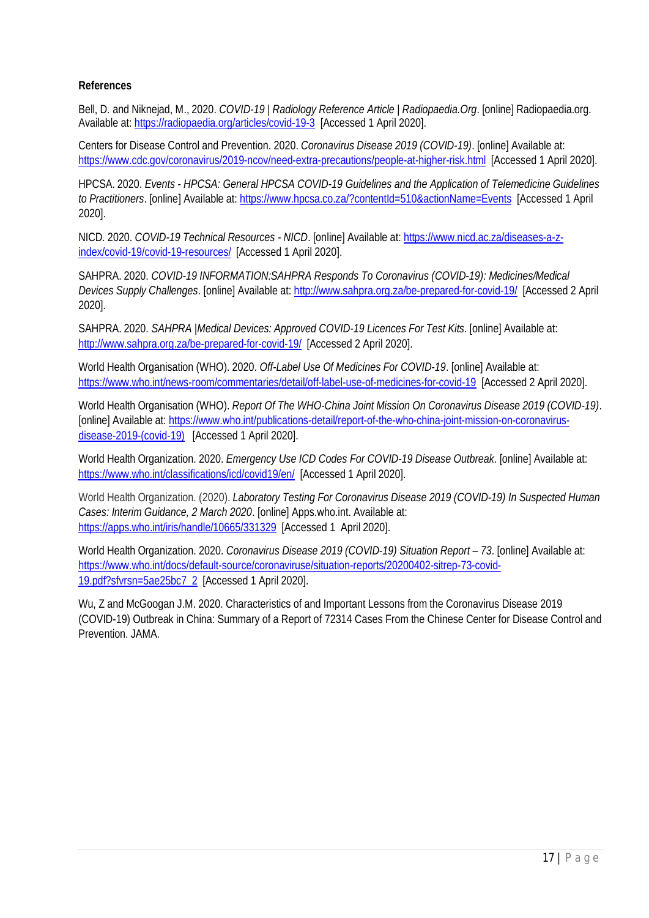**References**

Bell, D. and Niknejad, M., 2020. *COVID-19 | Radiology Reference Article | Radiopaedia.Org*. [online] Radiopaedia.org. Available at: https://radiopaedia.org/articles/covid-19-3 [Accessed 1 April 2020].

Centers for Disease Control and Prevention. 2020. *Coronavirus Disease 2019 (COVID-19)*. [online] Available at: https://www.cdc.gov/coronavirus/2019-ncov/need-extra-precautions/people-at-higher-risk.html [Accessed 1 April 2020].

HPCSA. 2020. *Events - HPCSA: General HPCSA COVID-19 Guidelines and the Application of Telemedicine Guidelines to Practitioners*. [online] Available at: https://www.hpcsa.co.za/?contentId=510&actionName=Events [Accessed 1 April 2020].

NICD. 2020. *COVID-19 Technical Resources - NICD*. [online] Available at: https://www.nicd.ac.za/diseases-a-z-index/covid-19/covid-19-resources/ [Accessed 1 April 2020].

SAHPRA. 2020. *COVID-19 INFORMATION:SAHPRA Responds To Coronavirus (COVID-19): Medicines/Medical Devices Supply Challenges*. [online] Available at: http://www.sahpra.org.za/be-prepared-for-covid-19/ [Accessed 2 April 2020].

SAHPRA. 2020. *SAHPRA |Medical Devices: Approved COVID-19 Licences For Test Kits*. [online] Available at: http://www.sahpra.org.za/be-prepared-for-covid-19/ [Accessed 2 April 2020].

World Health Organisation (WHO). 2020. *Off-Label Use Of Medicines For COVID-19*. [online] Available at: https://www.who.int/news-room/commentaries/detail/off-label-use-of-medicines-for-covid-19 [Accessed 2 April 2020].

World Health Organisation (WHO). *Report Of The WHO-China Joint Mission On Coronavirus Disease 2019 (COVID-19)*. [online] Available at: https://www.who.int/publications-detail/report-of-the-who-china-joint-mission-on-coronavirus-disease-2019-(covid-19) [Accessed 1 April 2020].

World Health Organization. 2020. *Emergency Use ICD Codes For COVID-19 Disease Outbreak*. [online] Available at: https://www.who.int/classifications/icd/covid19/en/ [Accessed 1 April 2020].

World Health Organization. (2020). *Laboratory Testing For Coronavirus Disease 2019 (COVID-19) In Suspected Human Cases: Interim Guidance, 2 March 2020*. [online] Apps.who.int. Available at: https://apps.who.int/iris/handle/10665/331329 [Accessed 1 April 2020].

World Health Organization. 2020. *Coronavirus Disease 2019 (COVID-19) Situation Report – 73*. [online] Available at: https://www.who.int/docs/default-source/coronaviruse/situation-reports/20200402-sitrep-73-covid-19.pdf?sfvrsn=5ae25bc7_2 [Accessed 1 April 2020].

Wu, Z and McGoogan J.M. 2020. Characteristics of and Important Lessons from the Coronavirus Disease 2019 (COVID-19) Outbreak in China: Summary of a Report of 72314 Cases From the Chinese Center for Disease Control and Prevention. JAMA.